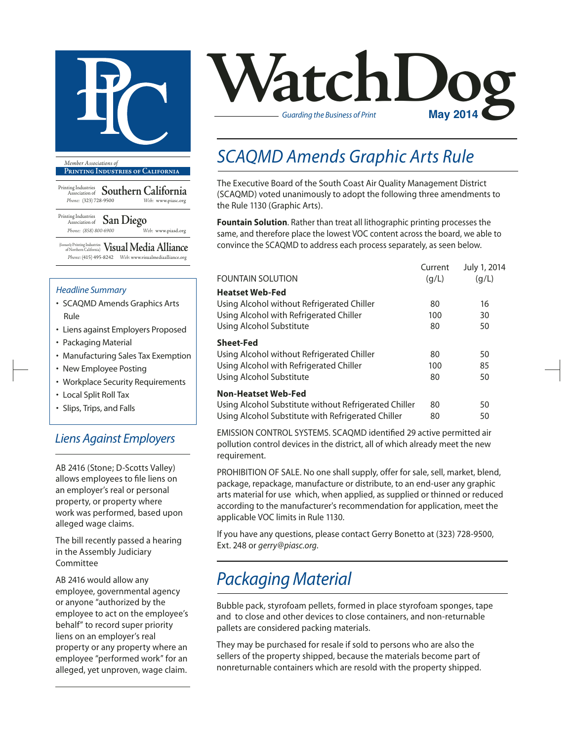# WatchDog

*Guarding the Business of Print*

**May 2014**

*Member Associations of*

**PRINTING INDUSTRIES OF CALIFORNIA**

Printing Industries Association of **Southern California**
*Phone:* (323) 728-9500 *Web:* www.piasc.org

Printing Industries Association of **San Diego**
*Phone:* (858) 800-6900 *Web:* www.piasd.org

(formerly Printing Industries of Northern California) **Visual Media Alliance**
*Phone:* (415) 495-8242 *Web:* www.visualmediaalliance.org

### *Headline Summary*

- SCAQMD Amends Graphics Arts Rule
- Liens against Employers Proposed
- Packaging Material
- Manufacturing Sales Tax Exemption
- New Employee Posting
- Workplace Security Requirements
- Local Split Roll Tax
- Slips, Trips, and Falls

## *Liens Against Employers*

AB 2416 (Stone; D-Scotts Valley) allows employees to file liens on an employer's real or personal property, or property where work was performed, based upon alleged wage claims.

The bill recently passed a hearing in the Assembly Judiciary Committee

AB 2416 would allow any employee, governmental agency or anyone "authorized by the employee to act on the employee's behalf" to record super priority liens on an employer's real property or any property where an employee "performed work" for an alleged, yet unproven, wage claim.

## *SCAQMD Amends Graphic Arts Rule*

The Executive Board of the South Coast Air Quality Management District (SCAQMD) voted unanimously to adopt the following three amendments to the Rule 1130 (Graphic Arts).

**Fountain Solution**. Rather than treat all lithographic printing processes the same, and therefore place the lowest VOC content across the board, we able to convince the SCAQMD to address each process separately, as seen below.

| FOUNTAIN SOLUTION | Current (g/L) | July 1, 2014 (g/L) |
|---|---|---|
| **Heatset Web-Fed** | | |
| Using Alcohol without Refrigerated Chiller | 80 | 16 |
| Using Alcohol with Refrigerated Chiller | 100 | 30 |
| Using Alcohol Substitute | 80 | 50 |
| **Sheet-Fed** | | |
| Using Alcohol without Refrigerated Chiller | 80 | 50 |
| Using Alcohol with Refrigerated Chiller | 100 | 85 |
| Using Alcohol Substitute | 80 | 50 |
| **Non-Heatset Web-Fed** | | |
| Using Alcohol Substitute without Refrigerated Chiller | 80 | 50 |
| Using Alcohol Substitute with Refrigerated Chiller | 80 | 50 |

EMISSION CONTROL SYSTEMS. SCAQMD identified 29 active permitted air pollution control devices in the district, all of which already meet the new requirement.

PROHIBITION OF SALE. No one shall supply, offer for sale, sell, market, blend, package, repackage, manufacture or distribute, to an end-user any graphic arts material for use which, when applied, as supplied or thinned or reduced according to the manufacturer's recommendation for application, meet the applicable VOC limits in Rule 1130.

If you have any questions, please contact Gerry Bonetto at (323) 728-9500, Ext. 248 or *gerry@piasc.org*.

## *Packaging Material*

Bubble pack, styrofoam pellets, formed in place styrofoam sponges, tape and to close and other devices to close containers, and non-returnable pallets are considered packing materials.

They may be purchased for resale if sold to persons who are also the sellers of the property shipped, because the materials become part of nonreturnable containers which are resold with the property shipped.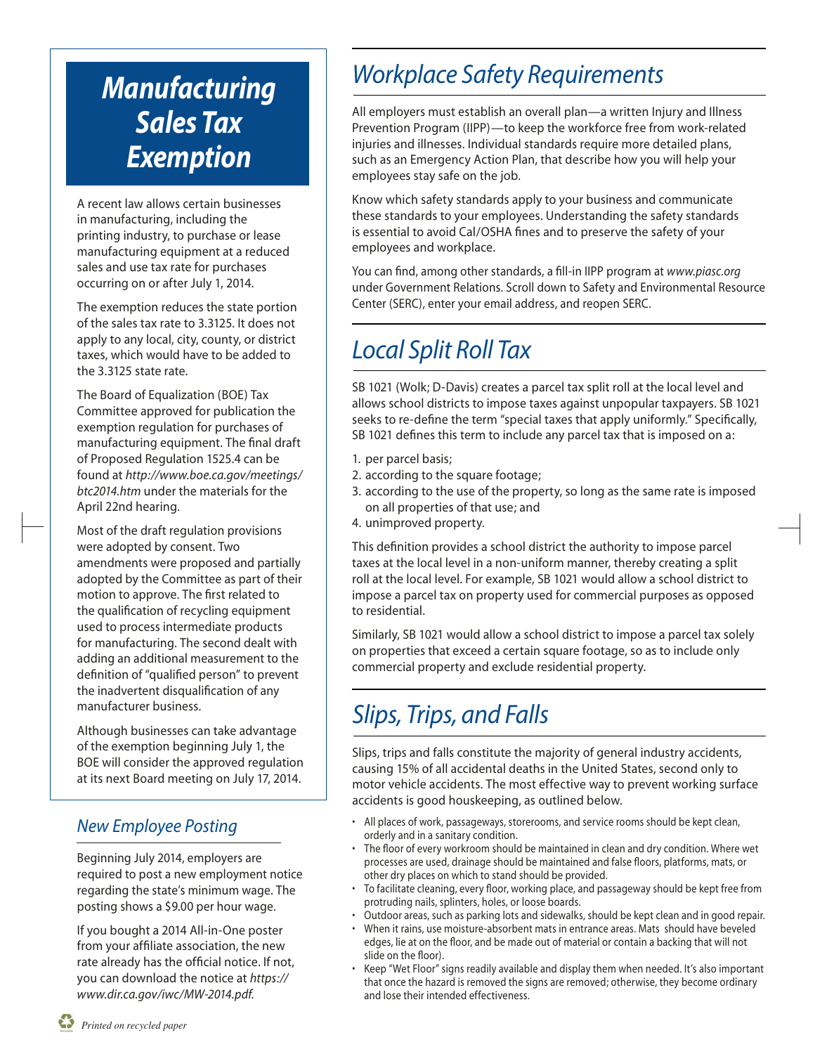# Manufacturing Sales Tax Exemption

A recent law allows certain businesses in manufacturing, including the printing industry, to purchase or lease manufacturing equipment at a reduced sales and use tax rate for purchases occurring on or after July 1, 2014.

The exemption reduces the state portion of the sales tax rate to 3.3125. It does not apply to any local, city, county, or district taxes, which would have to be added to the 3.3125 state rate.

The Board of Equalization (BOE) Tax Committee approved for publication the exemption regulation for purchases of manufacturing equipment. The final draft of Proposed Regulation 1525.4 can be found at *http://www.boe.ca.gov/meetings/btc2014.htm* under the materials for the April 22nd hearing.

Most of the draft regulation provisions were adopted by consent. Two amendments were proposed and partially adopted by the Committee as part of their motion to approve. The first related to the qualification of recycling equipment used to process intermediate products for manufacturing. The second dealt with adding an additional measurement to the definition of "qualified person" to prevent the inadvertent disqualification of any manufacturer business.

Although businesses can take advantage of the exemption beginning July 1, the BOE will consider the approved regulation at its next Board meeting on July 17, 2014.

## New Employee Posting

Beginning July 2014, employers are required to post a new employment notice regarding the state's minimum wage. The posting shows a $9.00 per hour wage.

If you bought a 2014 All-in-One poster from your affiliate association, the new rate already has the official notice. If not, you can download the notice at *https://www.dir.ca.gov/iwc/MW-2014.pdf.*

# Workplace Safety Requirements

All employers must establish an overall plan—a written Injury and Illness Prevention Program (IIPP)—to keep the workforce free from work-related injuries and illnesses. Individual standards require more detailed plans, such as an Emergency Action Plan, that describe how you will help your employees stay safe on the job.

Know which safety standards apply to your business and communicate these standards to your employees. Understanding the safety standards is essential to avoid Cal/OSHA fines and to preserve the safety of your employees and workplace.

You can find, among other standards, a fill-in IIPP program at *www.piasc.org* under Government Relations. Scroll down to Safety and Environmental Resource Center (SERC), enter your email address, and reopen SERC.

# Local Split Roll Tax

SB 1021 (Wolk; D-Davis) creates a parcel tax split roll at the local level and allows school districts to impose taxes against unpopular taxpayers. SB 1021 seeks to re-define the term "special taxes that apply uniformly." Specifically, SB 1021 defines this term to include any parcel tax that is imposed on a:

1. per parcel basis;
2. according to the square footage;
3. according to the use of the property, so long as the same rate is imposed on all properties of that use; and
4. unimproved property.

This definition provides a school district the authority to impose parcel taxes at the local level in a non-uniform manner, thereby creating a split roll at the local level. For example, SB 1021 would allow a school district to impose a parcel tax on property used for commercial purposes as opposed to residential.

Similarly, SB 1021 would allow a school district to impose a parcel tax solely on properties that exceed a certain square footage, so as to include only commercial property and exclude residential property.

# Slips, Trips, and Falls

Slips, trips and falls constitute the majority of general industry accidents, causing 15% of all accidental deaths in the United States, second only to motor vehicle accidents. The most effective way to prevent working surface accidents is good houskeeping, as outlined below.

- All places of work, passageways, storerooms, and service rooms should be kept clean, orderly and in a sanitary condition.
- The floor of every workroom should be maintained in clean and dry condition. Where wet processes are used, drainage should be maintained and false floors, platforms, mats, or other dry places on which to stand should be provided.
- To facilitate cleaning, every floor, working place, and passageway should be kept free from protruding nails, splinters, holes, or loose boards.
- Outdoor areas, such as parking lots and sidewalks, should be kept clean and in good repair.
- When it rains, use moisture-absorbent mats in entrance areas. Mats should have beveled edges, lie at on the floor, and be made out of material or contain a backing that will not slide on the floor).
- Keep "Wet Floor" signs readily available and display them when needed. It's also important that once the hazard is removed the signs are removed; otherwise, they become ordinary and lose their intended effectiveness.

*Printed on recycled paper*